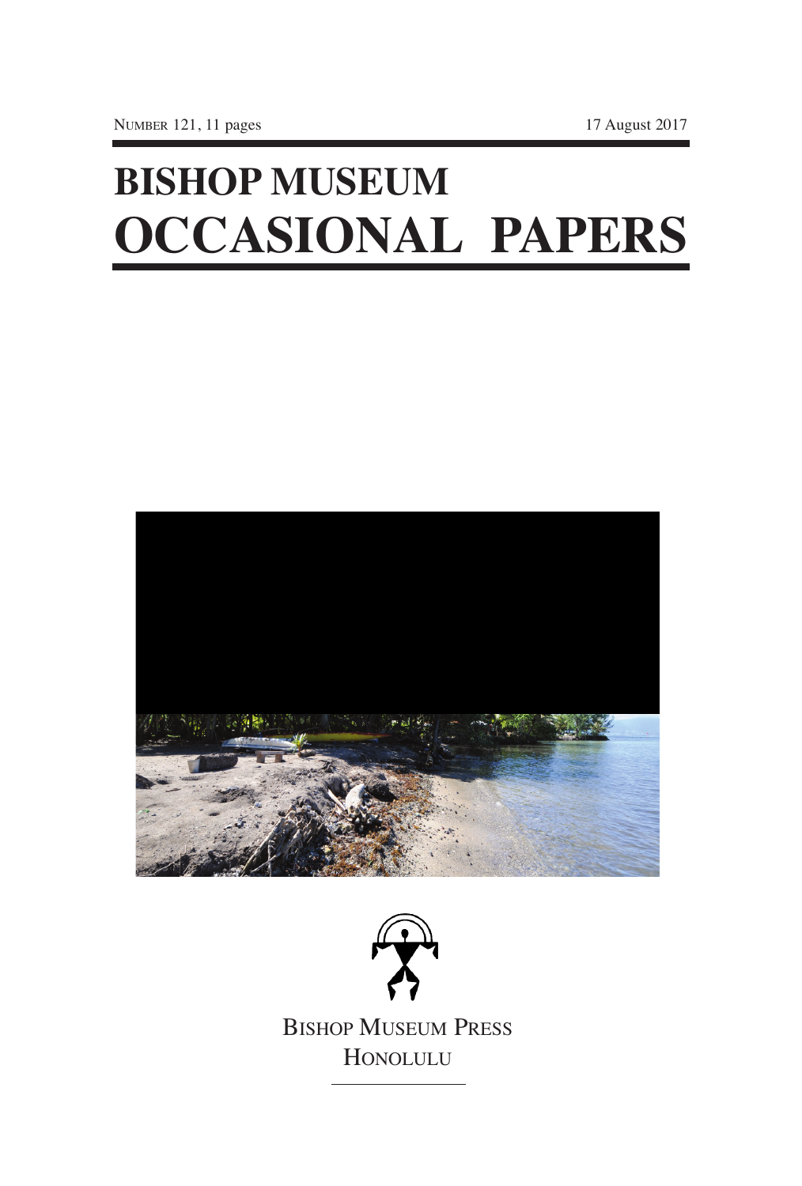NUMBER 121, 11 pages

17 August 2017

# BISHOP MUSEUM OCCASIONAL PAPERS

BISHOP MUSEUM PRESS

HONOLULU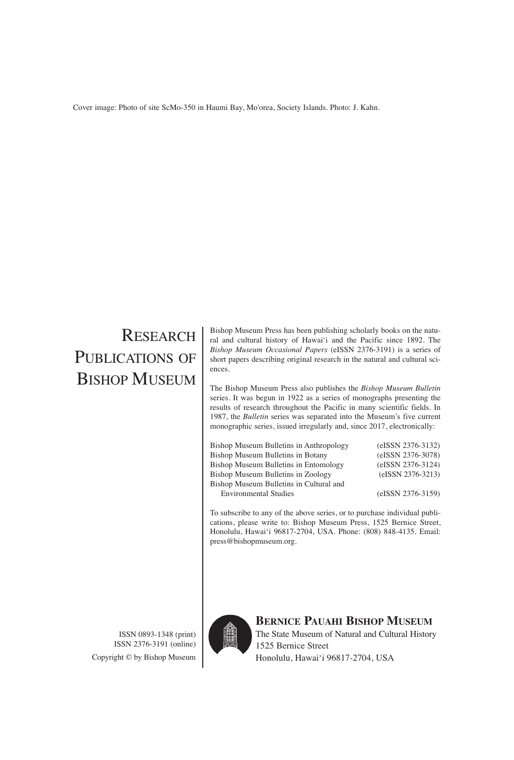Cover image: Photo of site ScMo-350 in Haumi Bay, Mo'orea, Society Islands. Photo: J. Kahn.

# Research Publications of Bishop Museum

Bishop Museum Press has been publishing scholarly books on the natural and cultural history of Hawai'i and the Pacific since 1892. The *Bishop Museum Occasional Papers* (eISSN 2376-3191) is a series of short papers describing original research in the natural and cultural sciences.

The Bishop Museum Press also publishes the *Bishop Museum Bulletin* series. It was begun in 1922 as a series of monographs presenting the results of research throughout the Pacific in many scientific fields. In 1987, the *Bulletin* series was separated into the Museum's five current monographic series, issued irregularly and, since 2017, electronically:

| Series | eISSN |
| --- | --- |
| Bishop Museum Bulletins in Anthropology | (eISSN 2376-3132) |
| Bishop Museum Bulletins in Botany | (eISSN 2376-3078) |
| Bishop Museum Bulletins in Entomology | (eISSN 2376-3124) |
| Bishop Museum Bulletins in Zoology | (eISSN 2376-3213) |
| Bishop Museum Bulletins in Cultural and Environmental Studies | (eISSN 2376-3159) |

To subscribe to any of the above series, or to purchase individual publications, please write to: Bishop Museum Press, 1525 Bernice Street, Honolulu, Hawai'i 96817-2704, USA. Phone: (808) 848-4135. Email: press@bishopmuseum.org.

ISSN 0893-1348 (print)
ISSN 2376-3191 (online)
Copyright © by Bishop Museum

**Bernice Pauahi Bishop Museum**
The State Museum of Natural and Cultural History
1525 Bernice Street
Honolulu, Hawai'i 96817-2704, USA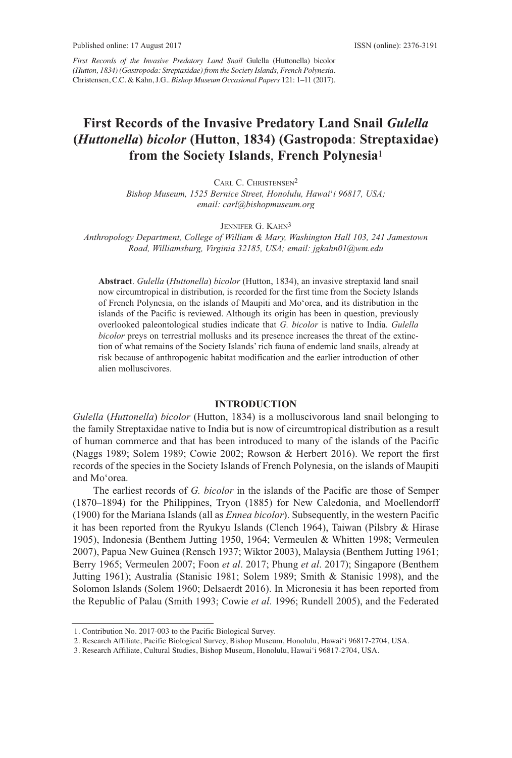Published online: 17 August 2017 ISSN (online): 2376-3191

*First Records of the Invasive Predatory Land Snail* Gulella (Huttonella) bicolor *(Hutton, 1834) (Gastropoda: Streptaxidae) from the Society Islands, French Polynesia*. Christensen, C.C. & Kahn, J.G.. *Bishop Museum Occasional Papers* 121: 1–11 (2017).

# First Records of the Invasive Predatory Land Snail *Gulella* (*Huttonella*) *bicolor* (Hutton, 1834) (Gastropoda: Streptaxidae) from the Society Islands, French Polynesia[1]

Carl C. Christensen[2]
*Bishop Museum, 1525 Bernice Street, Honolulu, Hawai'i 96817, USA; email: carl@bishopmuseum.org*

Jennifer G. Kahn[3]
*Anthropology Department, College of William & Mary, Washington Hall 103, 241 Jamestown Road, Williamsburg, Virginia 32185, USA; email: jgkahn01@wm.edu*

**Abstract**. *Gulella* (*Huttonella*) *bicolor* (Hutton, 1834), an invasive streptaxid land snail now circumtropical in distribution, is recorded for the first time from the Society Islands of French Polynesia, on the islands of Maupiti and Mo'orea, and its distribution in the islands of the Pacific is reviewed. Although its origin has been in question, previously overlooked paleontological studies indicate that *G. bicolor* is native to India. *Gulella bicolor* preys on terrestrial mollusks and its presence increases the threat of the extinction of what remains of the Society Islands' rich fauna of endemic land snails, already at risk because of anthropogenic habitat modification and the earlier introduction of other alien molluscivores.

## INTRODUCTION

*Gulella* (*Huttonella*) *bicolor* (Hutton, 1834) is a molluscivorous land snail belonging to the family Streptaxidae native to India but is now of circumtropical distribution as a result of human commerce and that has been introduced to many of the islands of the Pacific (Naggs 1989; Solem 1989; Cowie 2002; Rowson & Herbert 2016). We report the first records of the species in the Society Islands of French Polynesia, on the islands of Maupiti and Mo'orea.

The earliest records of *G. bicolor* in the islands of the Pacific are those of Semper (1870–1894) for the Philippines, Tryon (1885) for New Caledonia, and Moellendorff (1900) for the Mariana Islands (all as *Ennea bicolor*). Subsequently, in the western Pacific it has been reported from the Ryukyu Islands (Clench 1964), Taiwan (Pilsbry & Hirase 1905), Indonesia (Benthem Jutting 1950, 1964; Vermeulen & Whitten 1998; Vermeulen 2007), Papua New Guinea (Rensch 1937; Wiktor 2003), Malaysia (Benthem Jutting 1961; Berry 1965; Vermeulen 2007; Foon *et al*. 2017; Phung *et al*. 2017); Singapore (Benthem Jutting 1961); Australia (Stanisic 1981; Solem 1989; Smith & Stanisic 1998), and the Solomon Islands (Solem 1960; Delsaerdt 2016). In Micronesia it has been reported from the Republic of Palau (Smith 1993; Cowie *et al*. 1996; Rundell 2005), and the Federated

1. Contribution No. 2017-003 to the Pacific Biological Survey.
2. Research Affiliate, Pacific Biological Survey, Bishop Museum, Honolulu, Hawai'i 96817-2704, USA.
3. Research Affiliate, Cultural Studies, Bishop Museum, Honolulu, Hawai'i 96817-2704, USA.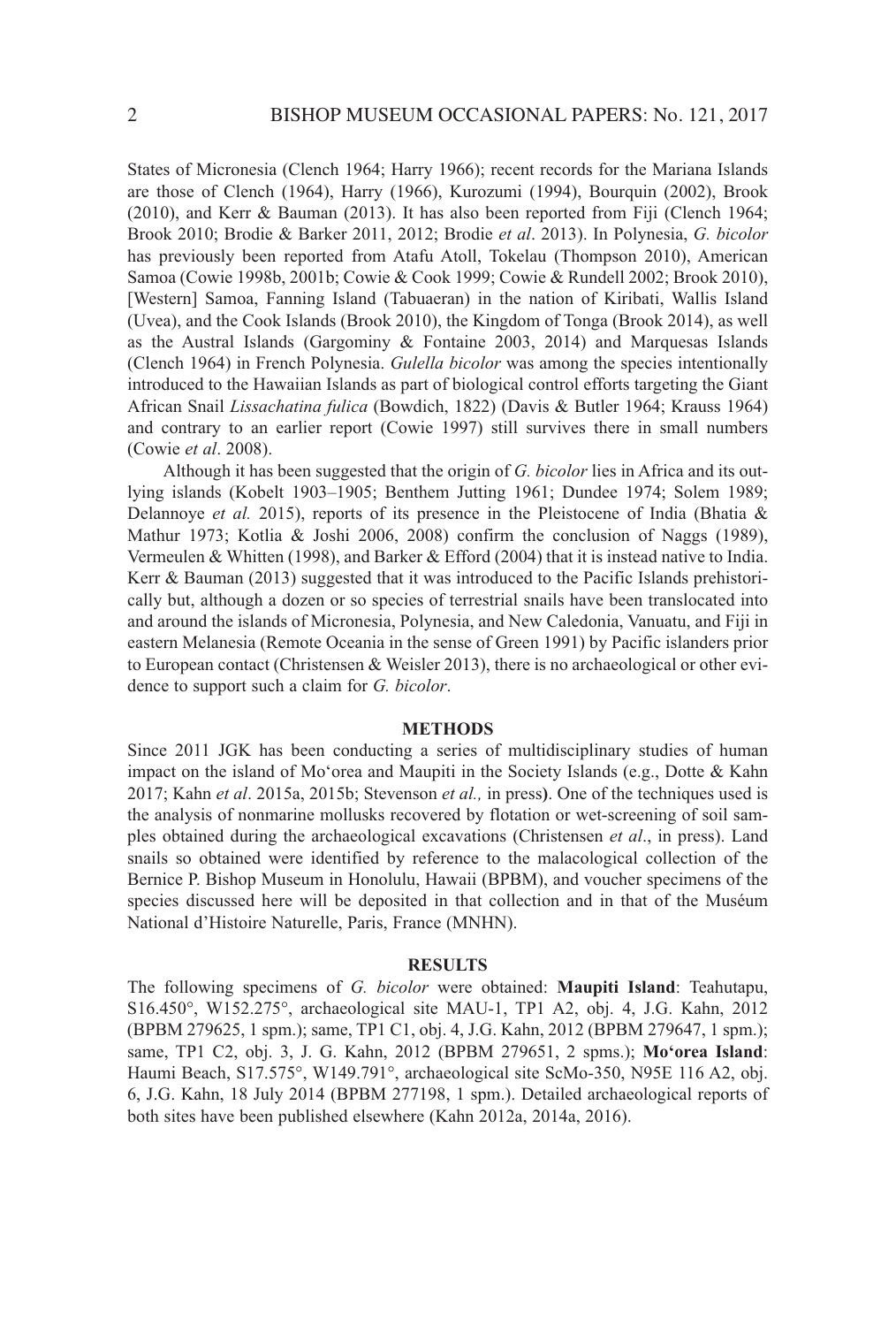States of Micronesia (Clench 1964; Harry 1966); recent records for the Mariana Islands are those of Clench (1964), Harry (1966), Kurozumi (1994), Bourquin (2002), Brook (2010), and Kerr & Bauman (2013). It has also been reported from Fiji (Clench 1964; Brook 2010; Brodie & Barker 2011, 2012; Brodie *et al*. 2013). In Polynesia, *G. bicolor* has previously been reported from Atafu Atoll, Tokelau (Thompson 2010), American Samoa (Cowie 1998b, 2001b; Cowie & Cook 1999; Cowie & Rundell 2002; Brook 2010), [Western] Samoa, Fanning Island (Tabuaeran) in the nation of Kiribati, Wallis Island (Uvea), and the Cook Islands (Brook 2010), the Kingdom of Tonga (Brook 2014), as well as the Austral Islands (Gargominy & Fontaine 2003, 2014) and Marquesas Islands (Clench 1964) in French Polynesia. *Gulella bicolor* was among the species intentionally introduced to the Hawaiian Islands as part of biological control efforts targeting the Giant African Snail *Lissachatina fulica* (Bowdich, 1822) (Davis & Butler 1964; Krauss 1964) and contrary to an earlier report (Cowie 1997) still survives there in small numbers (Cowie *et al*. 2008).

Although it has been suggested that the origin of *G. bicolor* lies in Africa and its outlying islands (Kobelt 1903–1905; Benthem Jutting 1961; Dundee 1974; Solem 1989; Delannoye *et al.* 2015), reports of its presence in the Pleistocene of India (Bhatia & Mathur 1973; Kotlia & Joshi 2006, 2008) confirm the conclusion of Naggs (1989), Vermeulen & Whitten (1998), and Barker & Efford (2004) that it is instead native to India. Kerr & Bauman (2013) suggested that it was introduced to the Pacific Islands prehistorically but, although a dozen or so species of terrestrial snails have been translocated into and around the islands of Micronesia, Polynesia, and New Caledonia, Vanuatu, and Fiji in eastern Melanesia (Remote Oceania in the sense of Green 1991) by Pacific islanders prior to European contact (Christensen & Weisler 2013), there is no archaeological or other evidence to support such a claim for *G. bicolor*.

## METHODS

Since 2011 JGK has been conducting a series of multidisciplinary studies of human impact on the island of Mo'orea and Maupiti in the Society Islands (e.g., Dotte & Kahn 2017; Kahn *et al*. 2015a, 2015b; Stevenson *et al.,* in press). One of the techniques used is the analysis of nonmarine mollusks recovered by flotation or wet-screening of soil samples obtained during the archaeological excavations (Christensen *et al*., in press). Land snails so obtained were identified by reference to the malacological collection of the Bernice P. Bishop Museum in Honolulu, Hawaii (BPBM), and voucher specimens of the species discussed here will be deposited in that collection and in that of the Muséum National d'Histoire Naturelle, Paris, France (MNHN).

## RESULTS

The following specimens of *G. bicolor* were obtained: **Maupiti Island**: Teahutapu, S16.450°, W152.275°, archaeological site MAU-1, TP1 A2, obj. 4, J.G. Kahn, 2012 (BPBM 279625, 1 spm.); same, TP1 C1, obj. 4, J.G. Kahn, 2012 (BPBM 279647, 1 spm.); same, TP1 C2, obj. 3, J. G. Kahn, 2012 (BPBM 279651, 2 spms.); **Mo'orea Island**: Haumi Beach, S17.575°, W149.791°, archaeological site ScMo-350, N95E 116 A2, obj. 6, J.G. Kahn, 18 July 2014 (BPBM 277198, 1 spm.). Detailed archaeological reports of both sites have been published elsewhere (Kahn 2012a, 2014a, 2016).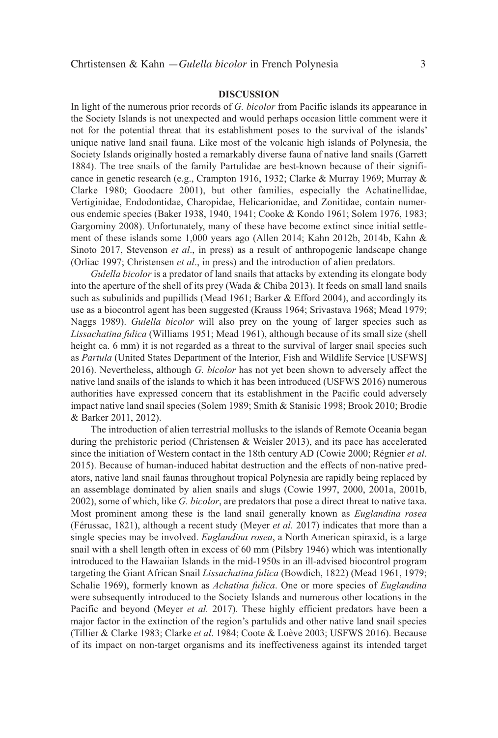## DISCUSSION

In light of the numerous prior records of *G. bicolor* from Pacific islands its appearance in the Society Islands is not unexpected and would perhaps occasion little comment were it not for the potential threat that its establishment poses to the survival of the islands' unique native land snail fauna. Like most of the volcanic high islands of Polynesia, the Society Islands originally hosted a remarkably diverse fauna of native land snails (Garrett 1884). The tree snails of the family Partulidae are best-known because of their significance in genetic research (e.g., Crampton 1916, 1932; Clarke & Murray 1969; Murray & Clarke 1980; Goodacre 2001), but other families, especially the Achatinellidae, Vertiginidae, Endodontidae, Charopidae, Helicarionidae, and Zonitidae, contain numerous endemic species (Baker 1938, 1940, 1941; Cooke & Kondo 1961; Solem 1976, 1983; Gargominy 2008). Unfortunately, many of these have become extinct since initial settlement of these islands some 1,000 years ago (Allen 2014; Kahn 2012b, 2014b, Kahn & Sinoto 2017, Stevenson *et al*., in press) as a result of anthropogenic landscape change (Orliac 1997; Christensen *et al*., in press) and the introduction of alien predators.

*Gulella bicolor* is a predator of land snails that attacks by extending its elongate body into the aperture of the shell of its prey (Wada & Chiba 2013). It feeds on small land snails such as subulinids and pupillids (Mead 1961; Barker & Efford 2004), and accordingly its use as a biocontrol agent has been suggested (Krauss 1964; Srivastava 1968; Mead 1979; Naggs 1989). *Gulella bicolor* will also prey on the young of larger species such as *Lissachatina fulica* (Williams 1951; Mead 1961), although because of its small size (shell height ca. 6 mm) it is not regarded as a threat to the survival of larger snail species such as *Partula* (United States Department of the Interior, Fish and Wildlife Service [USFWS] 2016). Nevertheless, although *G. bicolor* has not yet been shown to adversely affect the native land snails of the islands to which it has been introduced (USFWS 2016) numerous authorities have expressed concern that its establishment in the Pacific could adversely impact native land snail species (Solem 1989; Smith & Stanisic 1998; Brook 2010; Brodie & Barker 2011, 2012).

The introduction of alien terrestrial mollusks to the islands of Remote Oceania began during the prehistoric period (Christensen & Weisler 2013), and its pace has accelerated since the initiation of Western contact in the 18th century AD (Cowie 2000; Régnier *et al*. 2015). Because of human-induced habitat destruction and the effects of non-native predators, native land snail faunas throughout tropical Polynesia are rapidly being replaced by an assemblage dominated by alien snails and slugs (Cowie 1997, 2000, 2001a, 2001b, 2002), some of which, like *G. bicolor*, are predators that pose a direct threat to native taxa. Most prominent among these is the land snail generally known as *Euglandina rosea* (Férussac, 1821), although a recent study (Meyer *et al.* 2017) indicates that more than a single species may be involved. *Euglandina rosea*, a North American spiraxid, is a large snail with a shell length often in excess of 60 mm (Pilsbry 1946) which was intentionally introduced to the Hawaiian Islands in the mid-1950s in an ill-advised biocontrol program targeting the Giant African Snail *Lissachatina fulica* (Bowdich, 1822) (Mead 1961, 1979; Schalie 1969), formerly known as *Achatina fulica*. One or more species of *Euglandina* were subsequently introduced to the Society Islands and numerous other locations in the Pacific and beyond (Meyer *et al.* 2017). These highly efficient predators have been a major factor in the extinction of the region's partulids and other native land snail species (Tillier & Clarke 1983; Clarke *et al*. 1984; Coote & Loève 2003; USFWS 2016). Because of its impact on non-target organisms and its ineffectiveness against its intended target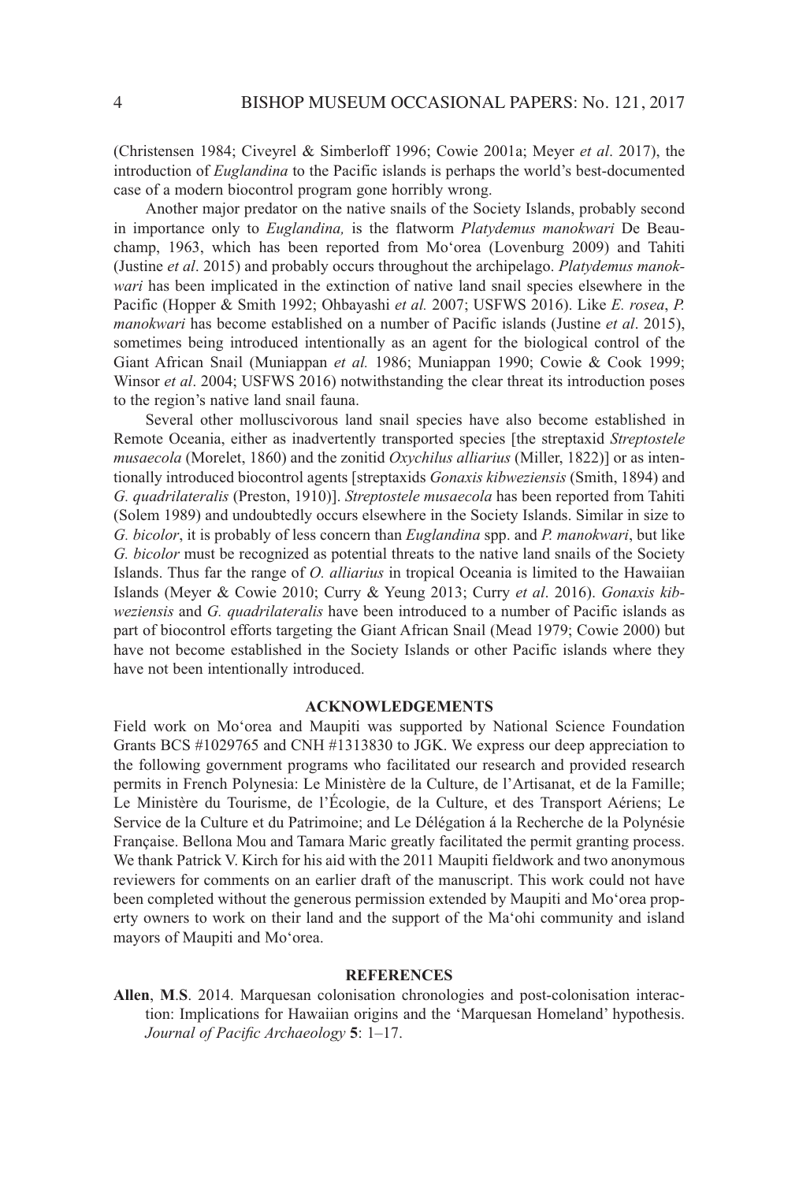(Christensen 1984; Civeyrel & Simberloff 1996; Cowie 2001a; Meyer *et al*. 2017), the introduction of *Euglandina* to the Pacific islands is perhaps the world's best-documented case of a modern biocontrol program gone horribly wrong.

Another major predator on the native snails of the Society Islands, probably second in importance only to *Euglandina,* is the flatworm *Platydemus manokwari* De Beauchamp, 1963, which has been reported from Mo'orea (Lovenburg 2009) and Tahiti (Justine *et al*. 2015) and probably occurs throughout the archipelago. *Platydemus manokwari* has been implicated in the extinction of native land snail species elsewhere in the Pacific (Hopper & Smith 1992; Ohbayashi *et al.* 2007; USFWS 2016). Like *E. rosea*, *P. manokwari* has become established on a number of Pacific islands (Justine *et al*. 2015), sometimes being introduced intentionally as an agent for the biological control of the Giant African Snail (Muniappan *et al.* 1986; Muniappan 1990; Cowie & Cook 1999; Winsor *et al*. 2004; USFWS 2016) notwithstanding the clear threat its introduction poses to the region's native land snail fauna.

Several other molluscivorous land snail species have also become established in Remote Oceania, either as inadvertently transported species [the streptaxid *Streptostele musaecola* (Morelet, 1860) and the zonitid *Oxychilus alliarius* (Miller, 1822)] or as intentionally introduced biocontrol agents [streptaxids *Gonaxis kibweziensis* (Smith, 1894) and *G. quadrilateralis* (Preston, 1910)]. *Streptostele musaecola* has been reported from Tahiti (Solem 1989) and undoubtedly occurs elsewhere in the Society Islands. Similar in size to *G. bicolor*, it is probably of less concern than *Euglandina* spp. and *P. manokwari*, but like *G. bicolor* must be recognized as potential threats to the native land snails of the Society Islands. Thus far the range of *O. alliarius* in tropical Oceania is limited to the Hawaiian Islands (Meyer & Cowie 2010; Curry & Yeung 2013; Curry *et al*. 2016). *Gonaxis kibweziensis* and *G. quadrilateralis* have been introduced to a number of Pacific islands as part of biocontrol efforts targeting the Giant African Snail (Mead 1979; Cowie 2000) but have not become established in the Society Islands or other Pacific islands where they have not been intentionally introduced.

## ACKNOWLEDGEMENTS

Field work on Mo'orea and Maupiti was supported by National Science Foundation Grants BCS #1029765 and CNH #1313830 to JGK. We express our deep appreciation to the following government programs who facilitated our research and provided research permits in French Polynesia: Le Ministère de la Culture, de l'Artisanat, et de la Famille; Le Ministère du Tourisme, de l'Écologie, de la Culture, et des Transport Aériens; Le Service de la Culture et du Patrimoine; and Le Délégation á la Recherche de la Polynésie Française. Bellona Mou and Tamara Maric greatly facilitated the permit granting process. We thank Patrick V. Kirch for his aid with the 2011 Maupiti fieldwork and two anonymous reviewers for comments on an earlier draft of the manuscript. This work could not have been completed without the generous permission extended by Maupiti and Mo'orea property owners to work on their land and the support of the Ma'ohi community and island mayors of Maupiti and Mo'orea.

## REFERENCES

**Allen**, **M**.**S**. 2014. Marquesan colonisation chronologies and post-colonisation interaction: Implications for Hawaiian origins and the 'Marquesan Homeland' hypothesis. *Journal of Pacific Archaeology* **5**: 1–17.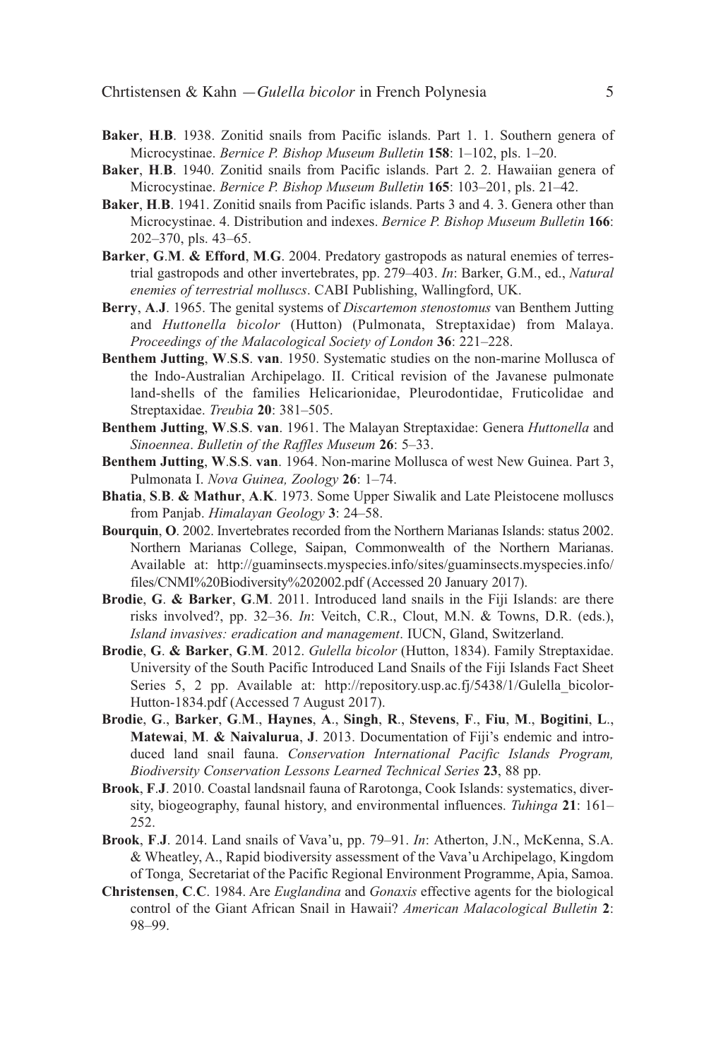**Baker**, **H**.**B**. 1938. Zonitid snails from Pacific islands. Part 1. 1. Southern genera of Microcystinae. *Bernice P. Bishop Museum Bulletin* **158**: 1–102, pls. 1–20.

**Baker**, **H**.**B**. 1940. Zonitid snails from Pacific islands. Part 2. 2. Hawaiian genera of Microcystinae. *Bernice P. Bishop Museum Bulletin* **165**: 103–201, pls. 21–42.

**Baker**, **H**.**B**. 1941. Zonitid snails from Pacific islands. Parts 3 and 4. 3. Genera other than Microcystinae. 4. Distribution and indexes. *Bernice P. Bishop Museum Bulletin* **166**: 202–370, pls. 43–65.

**Barker**, **G**.**M**. **& Efford**, **M**.**G**. 2004. Predatory gastropods as natural enemies of terrestrial gastropods and other invertebrates, pp. 279–403. *In*: Barker, G.M., ed., *Natural enemies of terrestrial molluscs*. CABI Publishing, Wallingford, UK.

**Berry**, **A**.**J**. 1965. The genital systems of *Discartemon stenostomus* van Benthem Jutting and *Huttonella bicolor* (Hutton) (Pulmonata, Streptaxidae) from Malaya. *Proceedings of the Malacological Society of London* **36**: 221–228.

**Benthem Jutting**, **W**.**S**.**S**. **van**. 1950. Systematic studies on the non-marine Mollusca of the Indo-Australian Archipelago. II. Critical revision of the Javanese pulmonate land-shells of the families Helicarionidae, Pleurodontidae, Fruticolidae and Streptaxidae. *Treubia* **20**: 381–505.

**Benthem Jutting**, **W**.**S**.**S**. **van**. 1961. The Malayan Streptaxidae: Genera *Huttonella* and *Sinoennea*. *Bulletin of the Raffles Museum* **26**: 5–33.

**Benthem Jutting**, **W**.**S**.**S**. **van**. 1964. Non-marine Mollusca of west New Guinea. Part 3, Pulmonata I. *Nova Guinea, Zoology* **26**: 1–74.

**Bhatia**, **S**.**B**. **& Mathur**, **A**.**K**. 1973. Some Upper Siwalik and Late Pleistocene molluscs from Panjab. *Himalayan Geology* **3**: 24–58.

**Bourquin**, **O**. 2002. Invertebrates recorded from the Northern Marianas Islands: status 2002. Northern Marianas College, Saipan, Commonwealth of the Northern Marianas. Available at: http://guaminsects.myspecies.info/sites/guaminsects.myspecies.info/files/CNMI%20Biodiversity%202002.pdf (Accessed 20 January 2017).

**Brodie**, **G**. **& Barker**, **G**.**M**. 2011. Introduced land snails in the Fiji Islands: are there risks involved?, pp. 32–36. *In*: Veitch, C.R., Clout, M.N. & Towns, D.R. (eds.), *Island invasives: eradication and management*. IUCN, Gland, Switzerland.

**Brodie**, **G**. **& Barker**, **G**.**M**. 2012. *Gulella bicolor* (Hutton, 1834). Family Streptaxidae. University of the South Pacific Introduced Land Snails of the Fiji Islands Fact Sheet Series 5, 2 pp. Available at: http://repository.usp.ac.fj/5438/1/Gulella_bicolor-Hutton-1834.pdf (Accessed 7 August 2017).

**Brodie**, **G**., **Barker**, **G**.**M**., **Haynes**, **A**., **Singh**, **R**., **Stevens**, **F**., **Fiu**, **M**., **Bogitini**, **L**., **Matewai**, **M**. **& Naivalurua**, **J**. 2013. Documentation of Fiji's endemic and introduced land snail fauna. *Conservation International Pacific Islands Program, Biodiversity Conservation Lessons Learned Technical Series* **23**, 88 pp.

**Brook**, **F**.**J**. 2010. Coastal landsnail fauna of Rarotonga, Cook Islands: systematics, diversity, biogeography, faunal history, and environmental influences. *Tuhinga* **21**: 161–252.

**Brook**, **F**.**J**. 2014. Land snails of Vava'u, pp. 79–91. *In*: Atherton, J.N., McKenna, S.A. & Wheatley, A., Rapid biodiversity assessment of the Vava'u Archipelago, Kingdom of Tonga, Secretariat of the Pacific Regional Environment Programme, Apia, Samoa.

**Christensen**, **C**.**C**. 1984. Are *Euglandina* and *Gonaxis* effective agents for the biological control of the Giant African Snail in Hawaii? *American Malacological Bulletin* **2**: 98–99.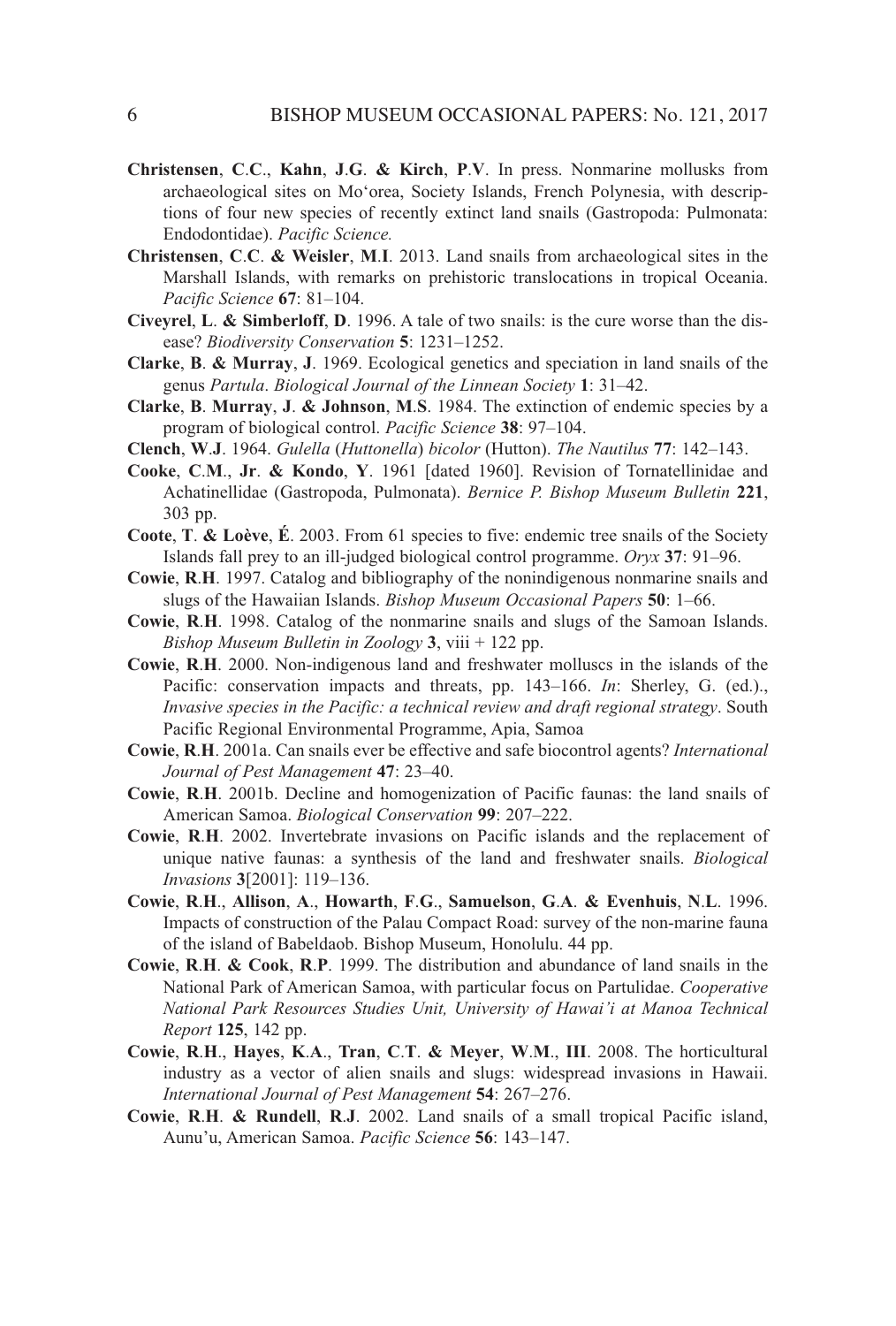**Christensen**, **C**.**C**., **Kahn**, **J**.**G**. **& Kirch**, **P**.**V**. In press. Nonmarine mollusks from archaeological sites on Mo'orea, Society Islands, French Polynesia, with descriptions of four new species of recently extinct land snails (Gastropoda: Pulmonata: Endodontidae). *Pacific Science.*

**Christensen**, **C**.**C**. **& Weisler**, **M**.**I**. 2013. Land snails from archaeological sites in the Marshall Islands, with remarks on prehistoric translocations in tropical Oceania. *Pacific Science* **67**: 81–104.

**Civeyrel**, **L**. **& Simberloff**, **D**. 1996. A tale of two snails: is the cure worse than the disease? *Biodiversity Conservation* **5**: 1231–1252.

**Clarke**, **B**. **& Murray**, **J**. 1969. Ecological genetics and speciation in land snails of the genus *Partula*. *Biological Journal of the Linnean Society* **1**: 31–42.

**Clarke**, **B**. **Murray**, **J**. **& Johnson**, **M**.**S**. 1984. The extinction of endemic species by a program of biological control. *Pacific Science* **38**: 97–104.

**Clench**, **W**.**J**. 1964. *Gulella* (*Huttonella*) *bicolor* (Hutton). *The Nautilus* **77**: 142–143.

**Cooke**, **C**.**M**., **Jr**. **& Kondo**, **Y**. 1961 [dated 1960]. Revision of Tornatellinidae and Achatinellidae (Gastropoda, Pulmonata). *Bernice P. Bishop Museum Bulletin* **221**, 303 pp.

**Coote**, **T**. **& Loève**, **É**. 2003. From 61 species to five: endemic tree snails of the Society Islands fall prey to an ill-judged biological control programme. *Oryx* **37**: 91–96.

**Cowie**, **R**.**H**. 1997. Catalog and bibliography of the nonindigenous nonmarine snails and slugs of the Hawaiian Islands. *Bishop Museum Occasional Papers* **50**: 1–66.

**Cowie**, **R**.**H**. 1998. Catalog of the nonmarine snails and slugs of the Samoan Islands. *Bishop Museum Bulletin in Zoology* **3**, viii + 122 pp.

**Cowie**, **R**.**H**. 2000. Non-indigenous land and freshwater molluscs in the islands of the Pacific: conservation impacts and threats, pp. 143–166. *In*: Sherley, G. (ed.)., *Invasive species in the Pacific: a technical review and draft regional strategy*. South Pacific Regional Environmental Programme, Apia, Samoa

**Cowie**, **R**.**H**. 2001a. Can snails ever be effective and safe biocontrol agents? *International Journal of Pest Management* **47**: 23–40.

**Cowie**, **R**.**H**. 2001b. Decline and homogenization of Pacific faunas: the land snails of American Samoa. *Biological Conservation* **99**: 207–222.

**Cowie**, **R**.**H**. 2002. Invertebrate invasions on Pacific islands and the replacement of unique native faunas: a synthesis of the land and freshwater snails. *Biological Invasions* **3**[2001]: 119–136.

**Cowie**, **R**.**H**., **Allison**, **A**., **Howarth**, **F**.**G**., **Samuelson**, **G**.**A**. **& Evenhuis**, **N**.**L**. 1996. Impacts of construction of the Palau Compact Road: survey of the non-marine fauna of the island of Babeldaob. Bishop Museum, Honolulu. 44 pp.

**Cowie**, **R**.**H**. **& Cook**, **R**.**P**. 1999. The distribution and abundance of land snails in the National Park of American Samoa, with particular focus on Partulidae. *Cooperative National Park Resources Studies Unit, University of Hawai'i at Manoa Technical Report* **125**, 142 pp.

**Cowie**, **R**.**H**., **Hayes**, **K**.**A**., **Tran**, **C**.**T**. **& Meyer**, **W**.**M**., **III**. 2008. The horticultural industry as a vector of alien snails and slugs: widespread invasions in Hawaii. *International Journal of Pest Management* **54**: 267–276.

**Cowie**, **R**.**H**. **& Rundell**, **R**.**J**. 2002. Land snails of a small tropical Pacific island, Aunu'u, American Samoa. *Pacific Science* **56**: 143–147.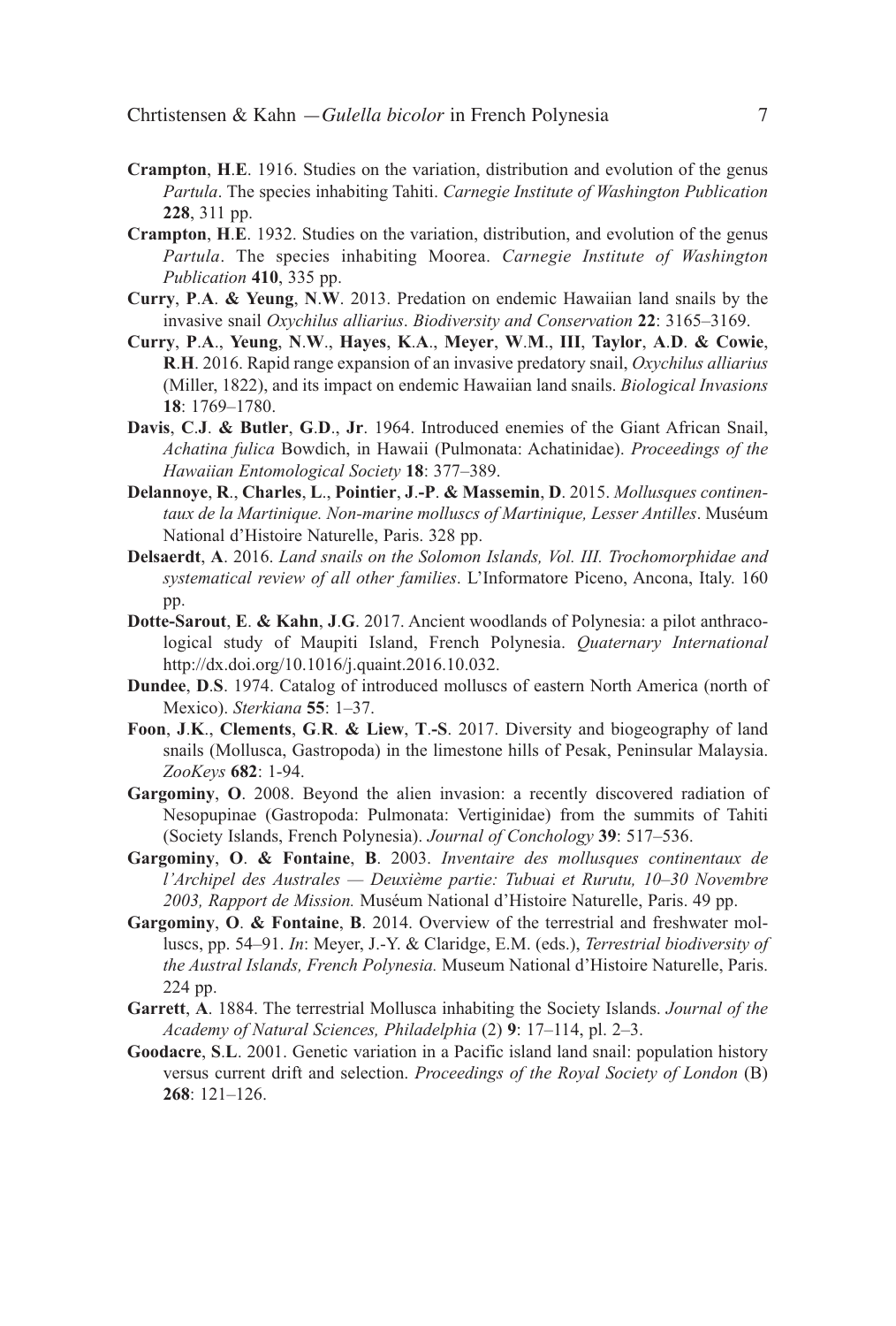**Crampton**, **H**.**E**. 1916. Studies on the variation, distribution and evolution of the genus *Partula*. The species inhabiting Tahiti. *Carnegie Institute of Washington Publication* **228**, 311 pp.

**Crampton**, **H**.**E**. 1932. Studies on the variation, distribution, and evolution of the genus *Partula*. The species inhabiting Moorea. *Carnegie Institute of Washington Publication* **410**, 335 pp.

**Curry**, **P**.**A**. **& Yeung**, **N**.**W**. 2013. Predation on endemic Hawaiian land snails by the invasive snail *Oxychilus alliarius*. *Biodiversity and Conservation* **22**: 3165–3169.

**Curry**, **P**.**A**., **Yeung**, **N**.**W**., **Hayes**, **K**.**A**., **Meyer**, **W**.**M**., **III**, **Taylor**, **A**.**D**. **& Cowie**, **R**.**H**. 2016. Rapid range expansion of an invasive predatory snail, *Oxychilus alliarius* (Miller, 1822), and its impact on endemic Hawaiian land snails. *Biological Invasions* **18**: 1769–1780.

**Davis**, **C**.**J**. **& Butler**, **G**.**D**., **Jr**. 1964. Introduced enemies of the Giant African Snail, *Achatina fulica* Bowdich, in Hawaii (Pulmonata: Achatinidae). *Proceedings of the Hawaiian Entomological Society* **18**: 377–389.

**Delannoye**, **R**., **Charles**, **L**., **Pointier**, **J**.**-P**. **& Massemin**, **D**. 2015. *Mollusques continentaux de la Martinique. Non-marine molluscs of Martinique, Lesser Antilles*. Muséum National d'Histoire Naturelle, Paris. 328 pp.

**Delsaerdt**, **A**. 2016. *Land snails on the Solomon Islands, Vol. III. Trochomorphidae and systematical review of all other families*. L'Informatore Piceno, Ancona, Italy. 160 pp.

**Dotte-Sarout**, **E**. **& Kahn**, **J**.**G**. 2017. Ancient woodlands of Polynesia: a pilot anthracological study of Maupiti Island, French Polynesia. *Quaternary International* http://dx.doi.org/10.1016/j.quaint.2016.10.032.

**Dundee**, **D**.**S**. 1974. Catalog of introduced molluscs of eastern North America (north of Mexico). *Sterkiana* **55**: 1–37.

**Foon**, **J**.**K**., **Clements**, **G**.**R**. **& Liew**, **T**.**-S**. 2017. Diversity and biogeography of land snails (Mollusca, Gastropoda) in the limestone hills of Pesak, Peninsular Malaysia. *ZooKeys* **682**: 1-94.

**Gargominy**, **O**. 2008. Beyond the alien invasion: a recently discovered radiation of Nesopupinae (Gastropoda: Pulmonata: Vertiginidae) from the summits of Tahiti (Society Islands, French Polynesia). *Journal of Conchology* **39**: 517–536.

**Gargominy**, **O**. **& Fontaine**, **B**. 2003. *Inventaire des mollusques continentaux de l'Archipel des Australes — Deuxième partie: Tubuai et Rurutu, 10–30 Novembre 2003, Rapport de Mission.* Muséum National d'Histoire Naturelle, Paris. 49 pp.

**Gargominy**, **O**. **& Fontaine**, **B**. 2014. Overview of the terrestrial and freshwater molluscs, pp. 54–91. *In*: Meyer, J.-Y. & Claridge, E.M. (eds.), *Terrestrial biodiversity of the Austral Islands, French Polynesia.* Museum National d'Histoire Naturelle, Paris. 224 pp.

**Garrett**, **A**. 1884. The terrestrial Mollusca inhabiting the Society Islands. *Journal of the Academy of Natural Sciences, Philadelphia* (2) **9**: 17–114, pl. 2–3.

**Goodacre**, **S**.**L**. 2001. Genetic variation in a Pacific island land snail: population history versus current drift and selection. *Proceedings of the Royal Society of London* (B) **268**: 121–126.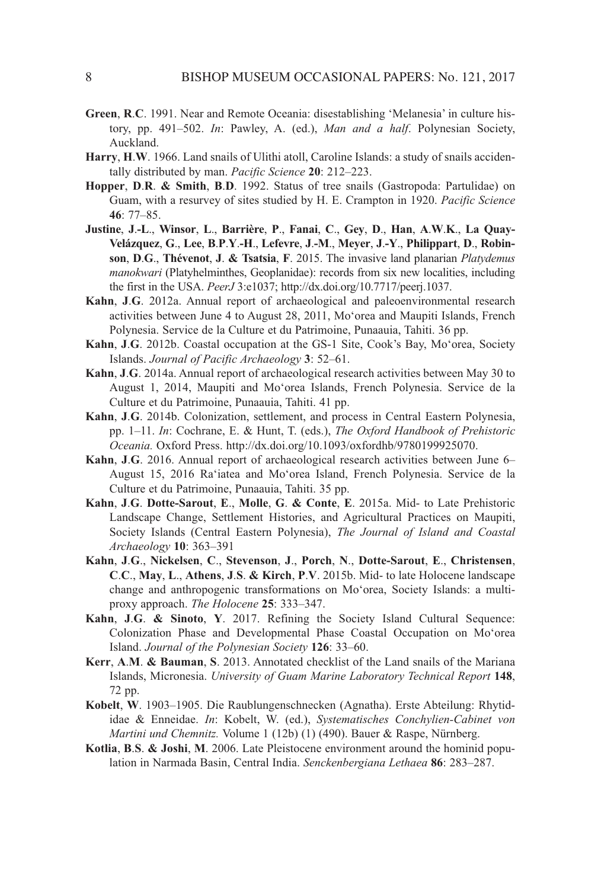**Green**, **R**.**C**. 1991. Near and Remote Oceania: disestablishing 'Melanesia' in culture history, pp. 491–502. *In*: Pawley, A. (ed.), *Man and a half*. Polynesian Society, Auckland.

**Harry**, **H**.**W**. 1966. Land snails of Ulithi atoll, Caroline Islands: a study of snails accidentally distributed by man. *Pacific Science* **20**: 212–223.

**Hopper**, **D**.**R**. **& Smith**, **B**.**D**. 1992. Status of tree snails (Gastropoda: Partulidae) on Guam, with a resurvey of sites studied by H. E. Crampton in 1920. *Pacific Science* **46**: 77–85.

**Justine**, **J**.**-L**., **Winsor**, **L**., **Barrière**, **P**., **Fanai**, **C**., **Gey**, **D**., **Han**, **A**.**W**.**K**., **La Quay-Velázquez**, **G**., **Lee**, **B**.**P**.**Y**.**-H**., **Lefevre**, **J**.**-M**., **Meyer**, **J**.**-Y**., **Philippart**, **D**., **Robinson**, **D**.**G**., **Thévenot**, **J**. **& Tsatsia**, **F**. 2015. The invasive land planarian *Platydemus manokwari* (Platyhelminthes, Geoplanidae): records from six new localities, including the first in the USA. *PeerJ* 3:e1037; http://dx.doi.org/10.7717/peerj.1037.

**Kahn**, **J**.**G**. 2012a. Annual report of archaeological and paleoenvironmental research activities between June 4 to August 28, 2011, Mo'orea and Maupiti Islands, French Polynesia. Service de la Culture et du Patrimoine, Punaauia, Tahiti. 36 pp.

**Kahn**, **J**.**G**. 2012b. Coastal occupation at the GS-1 Site, Cook's Bay, Mo'orea, Society Islands. *Journal of Pacific Archaeology* **3**: 52–61.

**Kahn**, **J**.**G**. 2014a. Annual report of archaeological research activities between May 30 to August 1, 2014, Maupiti and Mo'orea Islands, French Polynesia. Service de la Culture et du Patrimoine, Punaauia, Tahiti. 41 pp.

**Kahn**, **J**.**G**. 2014b. Colonization, settlement, and process in Central Eastern Polynesia, pp. 1–11. *In*: Cochrane, E. & Hunt, T. (eds.), *The Oxford Handbook of Prehistoric Oceania.* Oxford Press. http://dx.doi.org/10.1093/oxfordhb/9780199925070.

**Kahn**, **J**.**G**. 2016. Annual report of archaeological research activities between June 6–August 15, 2016 Ra'iatea and Mo'orea Island, French Polynesia. Service de la Culture et du Patrimoine, Punaauia, Tahiti. 35 pp.

**Kahn**, **J**.**G**. **Dotte-Sarout**, **E**., **Molle**, **G**. **& Conte**, **E**. 2015a. Mid- to Late Prehistoric Landscape Change, Settlement Histories, and Agricultural Practices on Maupiti, Society Islands (Central Eastern Polynesia), *The Journal of Island and Coastal Archaeology* **10**: 363–391

**Kahn**, **J**.**G**., **Nickelsen**, **C**., **Stevenson**, **J**., **Porch**, **N**., **Dotte-Sarout**, **E**., **Christensen**, **C**.**C**., **May**, **L**., **Athens**, **J**.**S**. **& Kirch**, **P**.**V**. 2015b. Mid- to late Holocene landscape change and anthropogenic transformations on Mo'orea, Society Islands: a multi-proxy approach. *The Holocene* **25**: 333–347.

**Kahn**, **J**.**G**. **& Sinoto**, **Y**. 2017. Refining the Society Island Cultural Sequence: Colonization Phase and Developmental Phase Coastal Occupation on Mo'orea Island. *Journal of the Polynesian Society* **126**: 33–60.

**Kerr**, **A**.**M**. **& Bauman**, **S**. 2013. Annotated checklist of the Land snails of the Mariana Islands, Micronesia. *University of Guam Marine Laboratory Technical Report* **148**, 72 pp.

**Kobelt**, **W**. 1903–1905. Die Raublungenschnecken (Agnatha). Erste Abteilung: Rhytididae & Enneidae. *In*: Kobelt, W. (ed.), *Systematisches Conchylien-Cabinet von Martini und Chemnitz.* Volume 1 (12b) (1) (490). Bauer & Raspe, Nürnberg.

**Kotlia**, **B**.**S**. **& Joshi**, **M**. 2006. Late Pleistocene environment around the hominid population in Narmada Basin, Central India. *Senckenbergiana Lethaea* **86**: 283–287.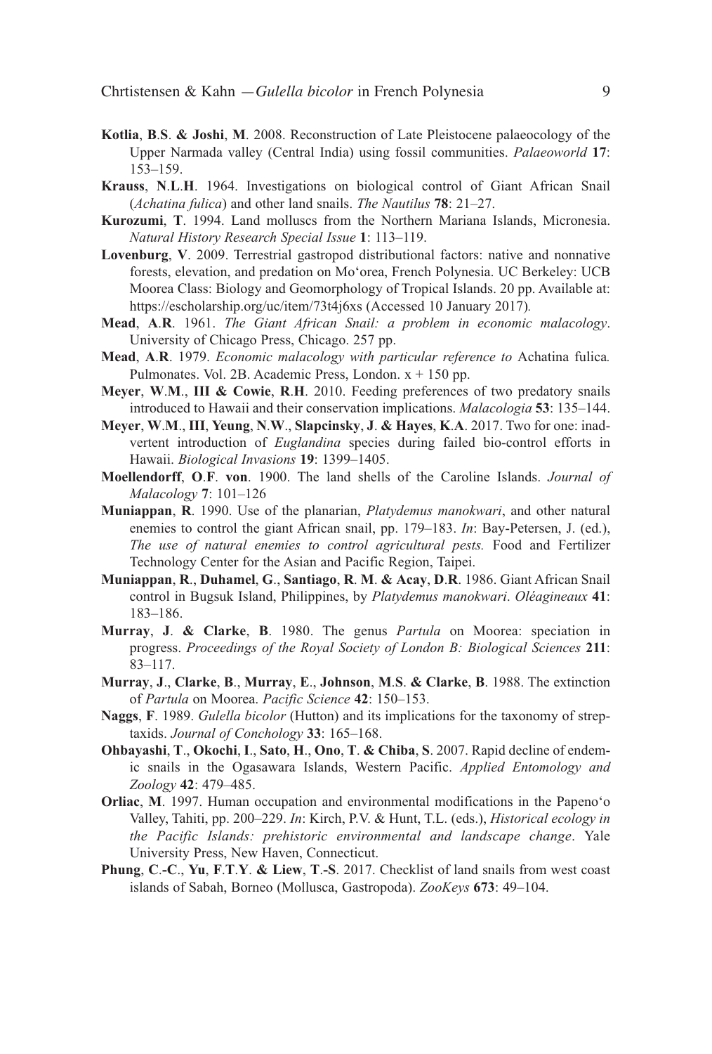**Kotlia**, **B**.**S**. **& Joshi**, **M**. 2008. Reconstruction of Late Pleistocene palaeocology of the Upper Narmada valley (Central India) using fossil communities. *Palaeoworld* **17**: 153–159.

**Krauss**, **N**.**L**.**H**. 1964. Investigations on biological control of Giant African Snail (*Achatina fulica*) and other land snails. *The Nautilus* **78**: 21–27.

**Kurozumi**, **T**. 1994. Land molluscs from the Northern Mariana Islands, Micronesia. *Natural History Research Special Issue* **1**: 113–119.

**Lovenburg**, **V**. 2009. Terrestrial gastropod distributional factors: native and nonnative forests, elevation, and predation on Mo'orea, French Polynesia. UC Berkeley: UCB Moorea Class: Biology and Geomorphology of Tropical Islands. 20 pp. Available at: https://escholarship.org/uc/item/73t4j6xs (Accessed 10 January 2017).

**Mead**, **A**.**R**. 1961. *The Giant African Snail: a problem in economic malacology*. University of Chicago Press, Chicago. 257 pp.

**Mead**, **A**.**R**. 1979. *Economic malacology with particular reference to* Achatina fulica*.* Pulmonates. Vol. 2B. Academic Press, London. x + 150 pp.

**Meyer**, **W**.**M**., **III & Cowie**, **R**.**H**. 2010. Feeding preferences of two predatory snails introduced to Hawaii and their conservation implications. *Malacologia* **53**: 135–144.

**Meyer**, **W**.**M**., **III**, **Yeung**, **N**.**W**., **Slapcinsky**, **J**. **& Hayes**, **K**.**A**. 2017. Two for one: inadvertent introduction of *Euglandina* species during failed bio-control efforts in Hawaii. *Biological Invasions* **19**: 1399–1405.

**Moellendorff**, **O**.**F**. **von**. 1900. The land shells of the Caroline Islands. *Journal of Malacology* **7**: 101–126

**Muniappan**, **R**. 1990. Use of the planarian, *Platydemus manokwari*, and other natural enemies to control the giant African snail, pp. 179–183. *In*: Bay-Petersen, J. (ed.), *The use of natural enemies to control agricultural pests.* Food and Fertilizer Technology Center for the Asian and Pacific Region, Taipei.

**Muniappan**, **R**., **Duhamel**, **G**., **Santiago**, **R**. **M**. **& Acay**, **D**.**R**. 1986. Giant African Snail control in Bugsuk Island, Philippines, by *Platydemus manokwari*. *Oléagineaux* **41**: 183–186.

**Murray**, **J**. **& Clarke**, **B**. 1980. The genus *Partula* on Moorea: speciation in progress. *Proceedings of the Royal Society of London B: Biological Sciences* **211**: 83–117.

**Murray**, **J**., **Clarke**, **B**., **Murray**, **E**., **Johnson**, **M**.**S**. **& Clarke**, **B**. 1988. The extinction of *Partula* on Moorea. *Pacific Science* **42**: 150–153.

**Naggs**, **F**. 1989. *Gulella bicolor* (Hutton) and its implications for the taxonomy of streptaxids. *Journal of Conchology* **33**: 165–168.

**Ohbayashi**, **T**., **Okochi**, **I**., **Sato**, **H**., **Ono**, **T**. **& Chiba**, **S**. 2007. Rapid decline of endemic snails in the Ogasawara Islands, Western Pacific. *Applied Entomology and Zoology* **42**: 479–485.

**Orliac**, **M**. 1997. Human occupation and environmental modifications in the Papeno'o Valley, Tahiti, pp. 200–229. *In*: Kirch, P.V. & Hunt, T.L. (eds.), *Historical ecology in the Pacific Islands: prehistoric environmental and landscape change*. Yale University Press, New Haven, Connecticut.

**Phung**, **C**.**-C**., **Yu**, **F**.**T**.**Y**. **& Liew**, **T**.**-S**. 2017. Checklist of land snails from west coast islands of Sabah, Borneo (Mollusca, Gastropoda). *ZooKeys* **673**: 49–104.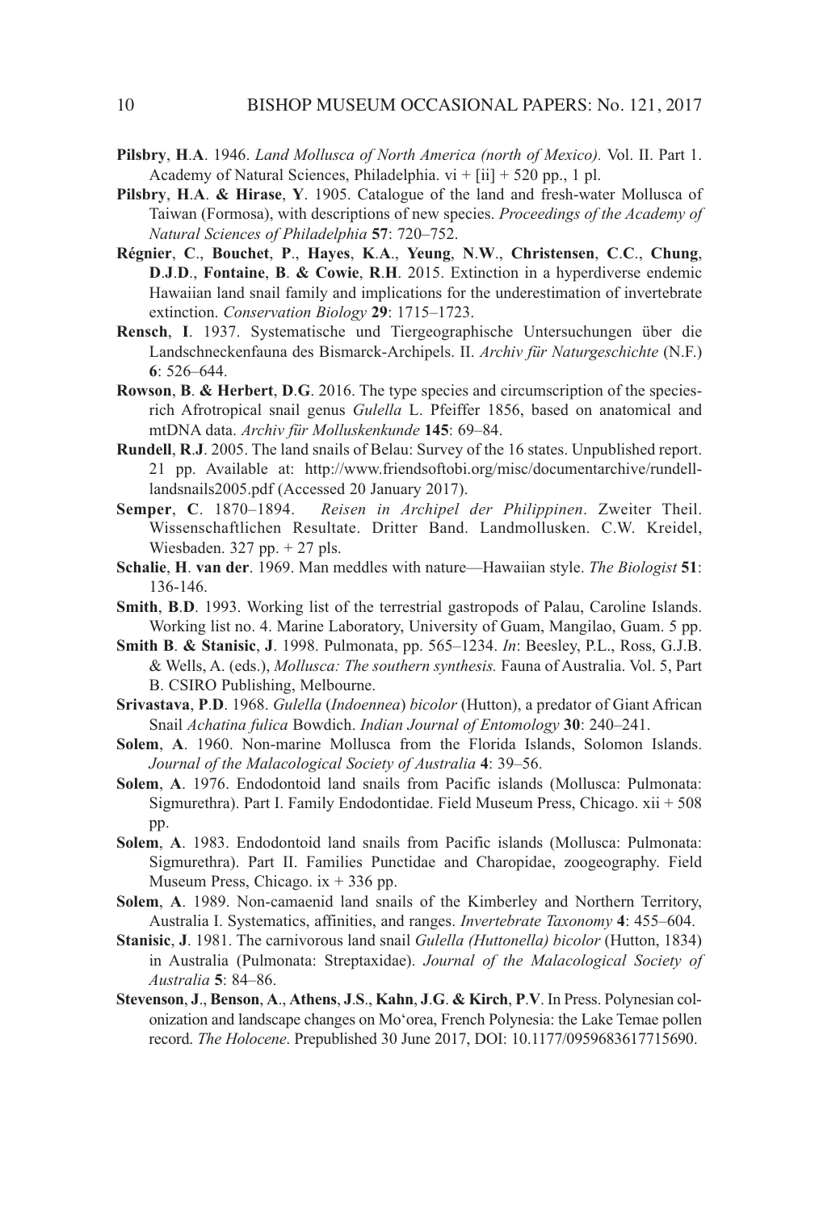**Pilsbry**, **H**.**A**. 1946. *Land Mollusca of North America (north of Mexico).* Vol. II. Part 1. Academy of Natural Sciences, Philadelphia. vi + [ii] + 520 pp., 1 pl.

**Pilsbry**, **H**.**A**. **& Hirase**, **Y**. 1905. Catalogue of the land and fresh-water Mollusca of Taiwan (Formosa), with descriptions of new species. *Proceedings of the Academy of Natural Sciences of Philadelphia* **57**: 720–752.

**Régnier**, **C**., **Bouchet**, **P**., **Hayes**, **K**.**A**., **Yeung**, **N**.**W**., **Christensen**, **C**.**C**., **Chung**, **D**.**J**.**D**., **Fontaine**, **B**. **& Cowie**, **R**.**H**. 2015. Extinction in a hyperdiverse endemic Hawaiian land snail family and implications for the underestimation of invertebrate extinction. *Conservation Biology* **29**: 1715–1723.

**Rensch**, **I**. 1937. Systematische und Tiergeographische Untersuchungen über die Landschneckenfauna des Bismarck-Archipels. II. *Archiv für Naturgeschichte* (N.F.) **6**: 526–644.

**Rowson**, **B**. **& Herbert**, **D**.**G**. 2016. The type species and circumscription of the species-rich Afrotropical snail genus *Gulella* L. Pfeiffer 1856, based on anatomical and mtDNA data. *Archiv für Molluskenkunde* **145**: 69–84.

**Rundell**, **R**.**J**. 2005. The land snails of Belau: Survey of the 16 states. Unpublished report. 21 pp. Available at: http://www.friendsoftobi.org/misc/documentarchive/rundell-landsnails2005.pdf (Accessed 20 January 2017).

**Semper**, **C**. 1870–1894. *Reisen in Archipel der Philippinen*. Zweiter Theil. Wissenschaftlichen Resultate. Dritter Band. Landmollusken. C.W. Kreidel, Wiesbaden. 327 pp. + 27 pls.

**Schalie**, **H**. **van der**. 1969. Man meddles with nature—Hawaiian style. *The Biologist* **51**: 136-146.

**Smith**, **B**.**D**. 1993. Working list of the terrestrial gastropods of Palau, Caroline Islands. Working list no. 4. Marine Laboratory, University of Guam, Mangilao, Guam. 5 pp.

**Smith B**. **& Stanisic**, **J**. 1998. Pulmonata, pp. 565–1234. *In*: Beesley, P.L., Ross, G.J.B. & Wells, A. (eds.), *Mollusca: The southern synthesis.* Fauna of Australia. Vol. 5, Part B. CSIRO Publishing, Melbourne.

**Srivastava**, **P**.**D**. 1968. *Gulella* (*Indoennea*) *bicolor* (Hutton), a predator of Giant African Snail *Achatina fulica* Bowdich. *Indian Journal of Entomology* **30**: 240–241.

**Solem**, **A**. 1960. Non-marine Mollusca from the Florida Islands, Solomon Islands. *Journal of the Malacological Society of Australia* **4**: 39–56.

**Solem**, **A**. 1976. Endodontoid land snails from Pacific islands (Mollusca: Pulmonata: Sigmurethra). Part I. Family Endodontidae. Field Museum Press, Chicago. xii + 508 pp.

**Solem**, **A**. 1983. Endodontoid land snails from Pacific islands (Mollusca: Pulmonata: Sigmurethra). Part II. Families Punctidae and Charopidae, zoogeography. Field Museum Press, Chicago. ix + 336 pp.

**Solem**, **A**. 1989. Non-camaenid land snails of the Kimberley and Northern Territory, Australia I. Systematics, affinities, and ranges. *Invertebrate Taxonomy* **4**: 455–604.

**Stanisic**, **J**. 1981. The carnivorous land snail *Gulella (Huttonella) bicolor* (Hutton, 1834) in Australia (Pulmonata: Streptaxidae). *Journal of the Malacological Society of Australia* **5**: 84–86.

**Stevenson**, **J**., **Benson**, **A**., **Athens**, **J**.**S**., **Kahn**, **J**.**G**. **& Kirch**, **P**.**V**. In Press. Polynesian colonization and landscape changes on Mo'orea, French Polynesia: the Lake Temae pollen record. *The Holocene*. Prepublished 30 June 2017, DOI: 10.1177/0959683617715690.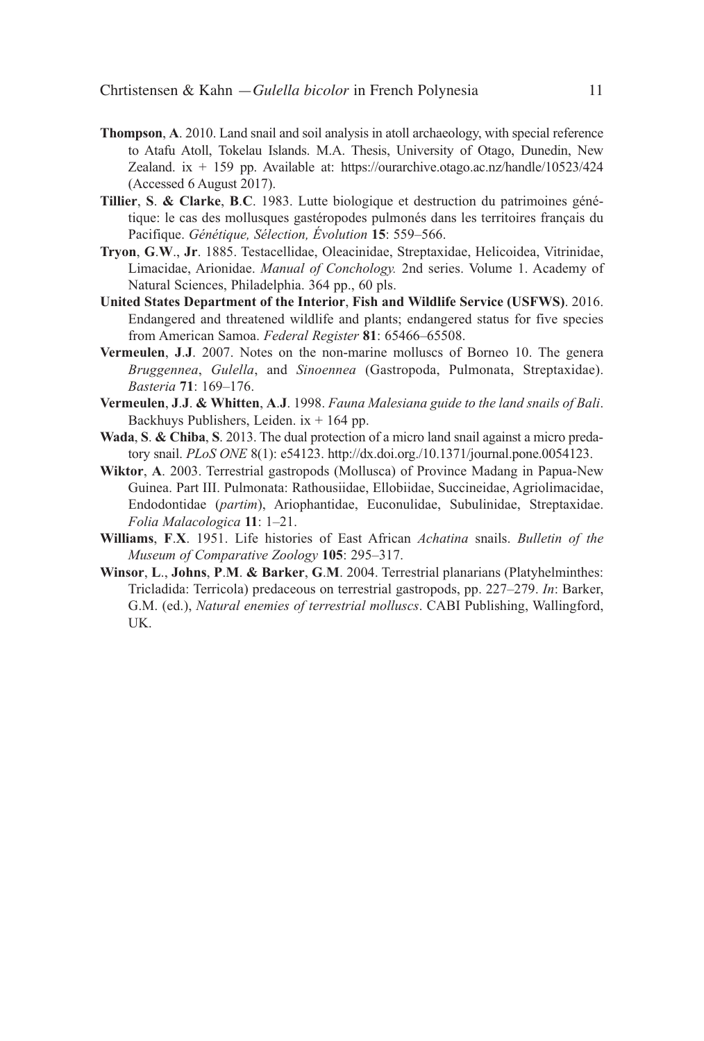**Thompson**, **A**. 2010. Land snail and soil analysis in atoll archaeology, with special reference to Atafu Atoll, Tokelau Islands. M.A. Thesis, University of Otago, Dunedin, New Zealand. ix + 159 pp. Available at: https://ourarchive.otago.ac.nz/handle/10523/424 (Accessed 6 August 2017).

**Tillier**, **S**. **& Clarke**, **B**.**C**. 1983. Lutte biologique et destruction du patrimoines génétique: le cas des mollusques gastéropodes pulmonés dans les territoires français du Pacifique. *Génétique, Sélection, Évolution* **15**: 559–566.

**Tryon**, **G**.**W**., **Jr**. 1885. Testacellidae, Oleacinidae, Streptaxidae, Helicoidea, Vitrinidae, Limacidae, Arionidae. *Manual of Conchology.* 2nd series. Volume 1. Academy of Natural Sciences, Philadelphia. 364 pp., 60 pls.

**United States Department of the Interior**, **Fish and Wildlife Service (USFWS)**. 2016. Endangered and threatened wildlife and plants; endangered status for five species from American Samoa. *Federal Register* **81**: 65466–65508.

**Vermeulen**, **J**.**J**. 2007. Notes on the non-marine molluscs of Borneo 10. The genera *Bruggennea*, *Gulella*, and *Sinoennea* (Gastropoda, Pulmonata, Streptaxidae). *Basteria* **71**: 169–176.

**Vermeulen**, **J**.**J**. **& Whitten**, **A**.**J**. 1998. *Fauna Malesiana guide to the land snails of Bali*. Backhuys Publishers, Leiden. ix + 164 pp.

**Wada**, **S**. **& Chiba**, **S**. 2013. The dual protection of a micro land snail against a micro predatory snail. *PLoS ONE* 8(1): e54123. http://dx.doi.org./10.1371/journal.pone.0054123.

**Wiktor**, **A**. 2003. Terrestrial gastropods (Mollusca) of Province Madang in Papua-New Guinea. Part III. Pulmonata: Rathousiidae, Ellobiidae, Succineidae, Agriolimacidae, Endodontidae (*partim*), Ariophantidae, Euconulidae, Subulinidae, Streptaxidae. *Folia Malacologica* **11**: 1–21.

**Williams**, **F**.**X**. 1951. Life histories of East African *Achatina* snails. *Bulletin of the Museum of Comparative Zoology* **105**: 295–317.

**Winsor**, **L**., **Johns**, **P**.**M**. **& Barker**, **G**.**M**. 2004. Terrestrial planarians (Platyhelminthes: Tricladida: Terricola) predaceous on terrestrial gastropods, pp. 227–279. *In*: Barker, G.M. (ed.), *Natural enemies of terrestrial molluscs*. CABI Publishing, Wallingford, UK.